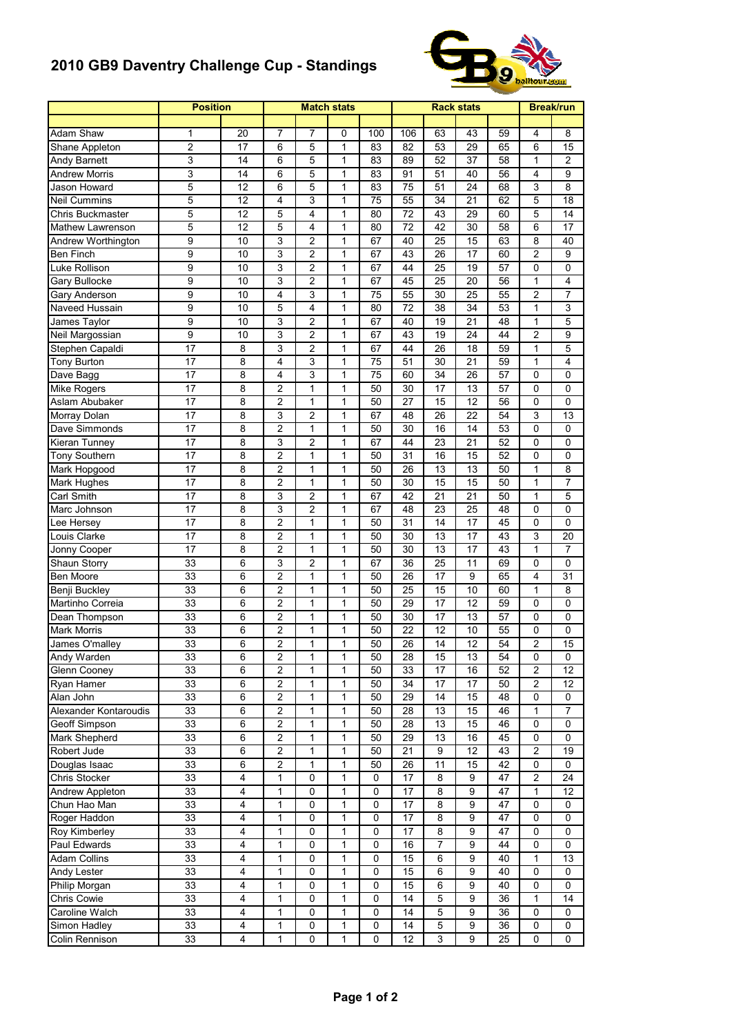# 2010 GB9 Daventry Challenge Cup - Standings

| | Position | | Match stats | | | | Rack stats | | | | Break/run | |
|---|---|---|---|---|---|---|---|---|---|---|---|---|
| | | | | | | | | | | | | |
| Adam Shaw | 1 | 20 | 7 | 7 | 0 | 100 | 106 | 63 | 43 | 59 | 4 | 8 |
| Shane Appleton | 2 | 17 | 6 | 5 | 1 | 83 | 82 | 53 | 29 | 65 | 6 | 15 |
| Andy Barnett | 3 | 14 | 6 | 5 | 1 | 83 | 89 | 52 | 37 | 58 | 1 | 2 |
| Andrew Morris | 3 | 14 | 6 | 5 | 1 | 83 | 91 | 51 | 40 | 56 | 4 | 9 |
| Jason Howard | 5 | 12 | 6 | 5 | 1 | 83 | 75 | 51 | 24 | 68 | 3 | 8 |
| Neil Cummins | 5 | 12 | 4 | 3 | 1 | 75 | 55 | 34 | 21 | 62 | 5 | 18 |
| Chris Buckmaster | 5 | 12 | 5 | 4 | 1 | 80 | 72 | 43 | 29 | 60 | 5 | 14 |
| Mathew Lawrenson | 5 | 12 | 5 | 4 | 1 | 80 | 72 | 42 | 30 | 58 | 6 | 17 |
| Andrew Worthington | 9 | 10 | 3 | 2 | 1 | 67 | 40 | 25 | 15 | 63 | 8 | 40 |
| Ben Finch | 9 | 10 | 3 | 2 | 1 | 67 | 43 | 26 | 17 | 60 | 2 | 9 |
| Luke Rollison | 9 | 10 | 3 | 2 | 1 | 67 | 44 | 25 | 19 | 57 | 0 | 0 |
| Gary Bullocke | 9 | 10 | 3 | 2 | 1 | 67 | 45 | 25 | 20 | 56 | 1 | 4 |
| Gary Anderson | 9 | 10 | 4 | 3 | 1 | 75 | 55 | 30 | 25 | 55 | 2 | 7 |
| Naveed Hussain | 9 | 10 | 5 | 4 | 1 | 80 | 72 | 38 | 34 | 53 | 1 | 3 |
| James Taylor | 9 | 10 | 3 | 2 | 1 | 67 | 40 | 19 | 21 | 48 | 1 | 5 |
| Neil Margossian | 9 | 10 | 3 | 2 | 1 | 67 | 43 | 19 | 24 | 44 | 2 | 9 |
| Stephen Capaldi | 17 | 8 | 3 | 2 | 1 | 67 | 44 | 26 | 18 | 59 | 1 | 5 |
| Tony Burton | 17 | 8 | 4 | 3 | 1 | 75 | 51 | 30 | 21 | 59 | 1 | 4 |
| Dave Bagg | 17 | 8 | 4 | 3 | 1 | 75 | 60 | 34 | 26 | 57 | 0 | 0 |
| Mike Rogers | 17 | 8 | 2 | 1 | 1 | 50 | 30 | 17 | 13 | 57 | 0 | 0 |
| Aslam Abubaker | 17 | 8 | 2 | 1 | 1 | 50 | 27 | 15 | 12 | 56 | 0 | 0 |
| Morray Dolan | 17 | 8 | 3 | 2 | 1 | 67 | 48 | 26 | 22 | 54 | 3 | 13 |
| Dave Simmonds | 17 | 8 | 2 | 1 | 1 | 50 | 30 | 16 | 14 | 53 | 0 | 0 |
| Kieran Tunney | 17 | 8 | 3 | 2 | 1 | 67 | 44 | 23 | 21 | 52 | 0 | 0 |
| Tony Southern | 17 | 8 | 2 | 1 | 1 | 50 | 31 | 16 | 15 | 52 | 0 | 0 |
| Mark Hopgood | 17 | 8 | 2 | 1 | 1 | 50 | 26 | 13 | 13 | 50 | 1 | 8 |
| Mark Hughes | 17 | 8 | 2 | 1 | 1 | 50 | 30 | 15 | 15 | 50 | 1 | 7 |
| Carl Smith | 17 | 8 | 3 | 2 | 1 | 67 | 42 | 21 | 21 | 50 | 1 | 5 |
| Marc Johnson | 17 | 8 | 3 | 2 | 1 | 67 | 48 | 23 | 25 | 48 | 0 | 0 |
| Lee Hersey | 17 | 8 | 2 | 1 | 1 | 50 | 31 | 14 | 17 | 45 | 0 | 0 |
| Louis Clarke | 17 | 8 | 2 | 1 | 1 | 50 | 30 | 13 | 17 | 43 | 3 | 20 |
| Jonny Cooper | 17 | 8 | 2 | 1 | 1 | 50 | 30 | 13 | 17 | 43 | 1 | 7 |
| Shaun Storry | 33 | 6 | 3 | 2 | 1 | 67 | 36 | 25 | 11 | 69 | 0 | 0 |
| Ben Moore | 33 | 6 | 2 | 1 | 1 | 50 | 26 | 17 | 9 | 65 | 4 | 31 |
| Benji Buckley | 33 | 6 | 2 | 1 | 1 | 50 | 25 | 15 | 10 | 60 | 1 | 8 |
| Martinho Correia | 33 | 6 | 2 | 1 | 1 | 50 | 29 | 17 | 12 | 59 | 0 | 0 |
| Dean Thompson | 33 | 6 | 2 | 1 | 1 | 50 | 30 | 17 | 13 | 57 | 0 | 0 |
| Mark Morris | 33 | 6 | 2 | 1 | 1 | 50 | 22 | 12 | 10 | 55 | 0 | 0 |
| James O'malley | 33 | 6 | 2 | 1 | 1 | 50 | 26 | 14 | 12 | 54 | 2 | 15 |
| Andy Warden | 33 | 6 | 2 | 1 | 1 | 50 | 28 | 15 | 13 | 54 | 0 | 0 |
| Glenn Cooney | 33 | 6 | 2 | 1 | 1 | 50 | 33 | 17 | 16 | 52 | 2 | 12 |
| Ryan Hamer | 33 | 6 | 2 | 1 | 1 | 50 | 34 | 17 | 17 | 50 | 2 | 12 |
| Alan John | 33 | 6 | 2 | 1 | 1 | 50 | 29 | 14 | 15 | 48 | 0 | 0 |
| Alexander Kontaroudis | 33 | 6 | 2 | 1 | 1 | 50 | 28 | 13 | 15 | 46 | 1 | 7 |
| Geoff Simpson | 33 | 6 | 2 | 1 | 1 | 50 | 28 | 13 | 15 | 46 | 0 | 0 |
| Mark Shepherd | 33 | 6 | 2 | 1 | 1 | 50 | 29 | 13 | 16 | 45 | 0 | 0 |
| Robert Jude | 33 | 6 | 2 | 1 | 1 | 50 | 21 | 9 | 12 | 43 | 2 | 19 |
| Douglas Isaac | 33 | 6 | 2 | 1 | 1 | 50 | 26 | 11 | 15 | 42 | 0 | 0 |
| Chris Stocker | 33 | 4 | 1 | 0 | 1 | 0 | 17 | 8 | 9 | 47 | 2 | 24 |
| Andrew Appleton | 33 | 4 | 1 | 0 | 1 | 0 | 17 | 8 | 9 | 47 | 1 | 12 |
| Chun Hao Man | 33 | 4 | 1 | 0 | 1 | 0 | 17 | 8 | 9 | 47 | 0 | 0 |
| Roger Haddon | 33 | 4 | 1 | 0 | 1 | 0 | 17 | 8 | 9 | 47 | 0 | 0 |
| Roy Kimberley | 33 | 4 | 1 | 0 | 1 | 0 | 17 | 8 | 9 | 47 | 0 | 0 |
| Paul Edwards | 33 | 4 | 1 | 0 | 1 | 0 | 16 | 7 | 9 | 44 | 0 | 0 |
| Adam Collins | 33 | 4 | 1 | 0 | 1 | 0 | 15 | 6 | 9 | 40 | 1 | 13 |
| Andy Lester | 33 | 4 | 1 | 0 | 1 | 0 | 15 | 6 | 9 | 40 | 0 | 0 |
| Philip Morgan | 33 | 4 | 1 | 0 | 1 | 0 | 15 | 6 | 9 | 40 | 0 | 0 |
| Chris Cowie | 33 | 4 | 1 | 0 | 1 | 0 | 14 | 5 | 9 | 36 | 1 | 14 |
| Caroline Walch | 33 | 4 | 1 | 0 | 1 | 0 | 14 | 5 | 9 | 36 | 0 | 0 |
| Simon Hadley | 33 | 4 | 1 | 0 | 1 | 0 | 14 | 5 | 9 | 36 | 0 | 0 |
| Colin Rennison | 33 | 4 | 1 | 0 | 1 | 0 | 12 | 3 | 9 | 25 | 0 | 0 |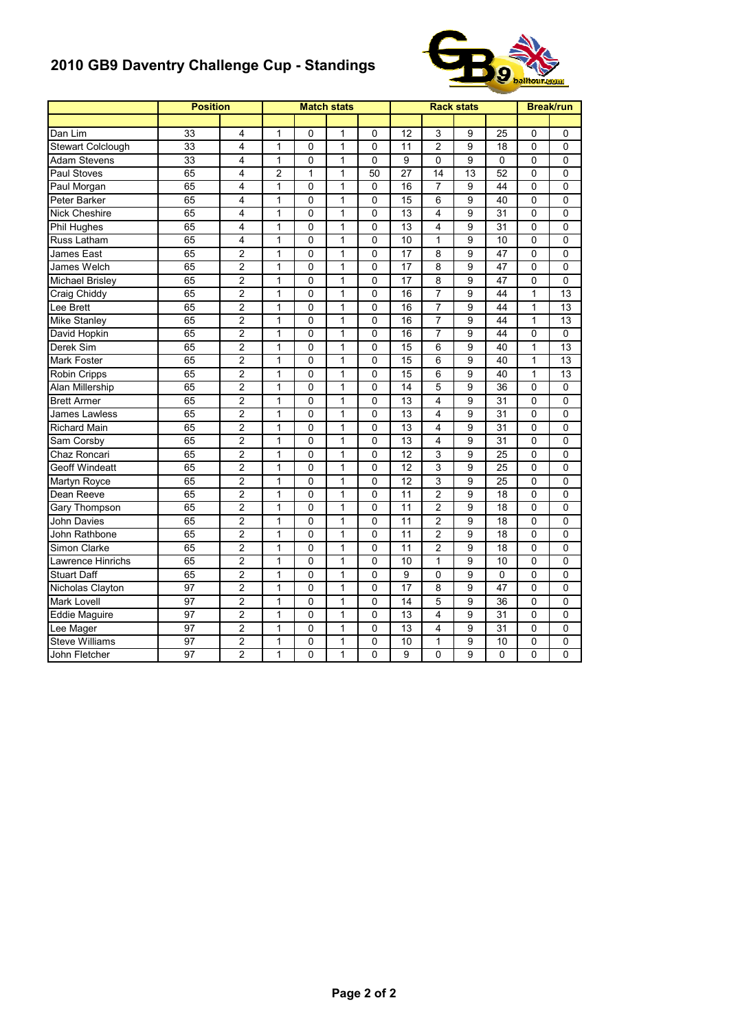# 2010 GB9 Daventry Challenge Cup - Standings

| | Position | | Match stats | | | | Rack stats | | | | Break/run | |
|---|---|---|---|---|---|---|---|---|---|---|---|---|
| | | | | | | | | | | | | |
| Dan Lim | 33 | 4 | 1 | 0 | 1 | 0 | 12 | 3 | 9 | 25 | 0 | 0 |
| Stewart Colclough | 33 | 4 | 1 | 0 | 1 | 0 | 11 | 2 | 9 | 18 | 0 | 0 |
| Adam Stevens | 33 | 4 | 1 | 0 | 1 | 0 | 9 | 0 | 9 | 0 | 0 | 0 |
| Paul Stoves | 65 | 4 | 2 | 1 | 1 | 50 | 27 | 14 | 13 | 52 | 0 | 0 |
| Paul Morgan | 65 | 4 | 1 | 0 | 1 | 0 | 16 | 7 | 9 | 44 | 0 | 0 |
| Peter Barker | 65 | 4 | 1 | 0 | 1 | 0 | 15 | 6 | 9 | 40 | 0 | 0 |
| Nick Cheshire | 65 | 4 | 1 | 0 | 1 | 0 | 13 | 4 | 9 | 31 | 0 | 0 |
| Phil Hughes | 65 | 4 | 1 | 0 | 1 | 0 | 13 | 4 | 9 | 31 | 0 | 0 |
| Russ Latham | 65 | 4 | 1 | 0 | 1 | 0 | 10 | 1 | 9 | 10 | 0 | 0 |
| James East | 65 | 2 | 1 | 0 | 1 | 0 | 17 | 8 | 9 | 47 | 0 | 0 |
| James Welch | 65 | 2 | 1 | 0 | 1 | 0 | 17 | 8 | 9 | 47 | 0 | 0 |
| Michael Brisley | 65 | 2 | 1 | 0 | 1 | 0 | 17 | 8 | 9 | 47 | 0 | 0 |
| Craig Chiddy | 65 | 2 | 1 | 0 | 1 | 0 | 16 | 7 | 9 | 44 | 1 | 13 |
| Lee Brett | 65 | 2 | 1 | 0 | 1 | 0 | 16 | 7 | 9 | 44 | 1 | 13 |
| Mike Stanley | 65 | 2 | 1 | 0 | 1 | 0 | 16 | 7 | 9 | 44 | 1 | 13 |
| David Hopkin | 65 | 2 | 1 | 0 | 1 | 0 | 16 | 7 | 9 | 44 | 0 | 0 |
| Derek Sim | 65 | 2 | 1 | 0 | 1 | 0 | 15 | 6 | 9 | 40 | 1 | 13 |
| Mark Foster | 65 | 2 | 1 | 0 | 1 | 0 | 15 | 6 | 9 | 40 | 1 | 13 |
| Robin Cripps | 65 | 2 | 1 | 0 | 1 | 0 | 15 | 6 | 9 | 40 | 1 | 13 |
| Alan Millership | 65 | 2 | 1 | 0 | 1 | 0 | 14 | 5 | 9 | 36 | 0 | 0 |
| Brett Armer | 65 | 2 | 1 | 0 | 1 | 0 | 13 | 4 | 9 | 31 | 0 | 0 |
| James Lawless | 65 | 2 | 1 | 0 | 1 | 0 | 13 | 4 | 9 | 31 | 0 | 0 |
| Richard Main | 65 | 2 | 1 | 0 | 1 | 0 | 13 | 4 | 9 | 31 | 0 | 0 |
| Sam Corsby | 65 | 2 | 1 | 0 | 1 | 0 | 13 | 4 | 9 | 31 | 0 | 0 |
| Chaz Roncari | 65 | 2 | 1 | 0 | 1 | 0 | 12 | 3 | 9 | 25 | 0 | 0 |
| Geoff Windeatt | 65 | 2 | 1 | 0 | 1 | 0 | 12 | 3 | 9 | 25 | 0 | 0 |
| Martyn Royce | 65 | 2 | 1 | 0 | 1 | 0 | 12 | 3 | 9 | 25 | 0 | 0 |
| Dean Reeve | 65 | 2 | 1 | 0 | 1 | 0 | 11 | 2 | 9 | 18 | 0 | 0 |
| Gary Thompson | 65 | 2 | 1 | 0 | 1 | 0 | 11 | 2 | 9 | 18 | 0 | 0 |
| John Davies | 65 | 2 | 1 | 0 | 1 | 0 | 11 | 2 | 9 | 18 | 0 | 0 |
| John Rathbone | 65 | 2 | 1 | 0 | 1 | 0 | 11 | 2 | 9 | 18 | 0 | 0 |
| Simon Clarke | 65 | 2 | 1 | 0 | 1 | 0 | 11 | 2 | 9 | 18 | 0 | 0 |
| Lawrence Hinrichs | 65 | 2 | 1 | 0 | 1 | 0 | 10 | 1 | 9 | 10 | 0 | 0 |
| Stuart Daff | 65 | 2 | 1 | 0 | 1 | 0 | 9 | 0 | 9 | 0 | 0 | 0 |
| Nicholas Clayton | 97 | 2 | 1 | 0 | 1 | 0 | 17 | 8 | 9 | 47 | 0 | 0 |
| Mark Lovell | 97 | 2 | 1 | 0 | 1 | 0 | 14 | 5 | 9 | 36 | 0 | 0 |
| Eddie Maguire | 97 | 2 | 1 | 0 | 1 | 0 | 13 | 4 | 9 | 31 | 0 | 0 |
| Lee Mager | 97 | 2 | 1 | 0 | 1 | 0 | 13 | 4 | 9 | 31 | 0 | 0 |
| Steve Williams | 97 | 2 | 1 | 0 | 1 | 0 | 10 | 1 | 9 | 10 | 0 | 0 |
| John Fletcher | 97 | 2 | 1 | 0 | 1 | 0 | 9 | 0 | 9 | 0 | 0 | 0 |